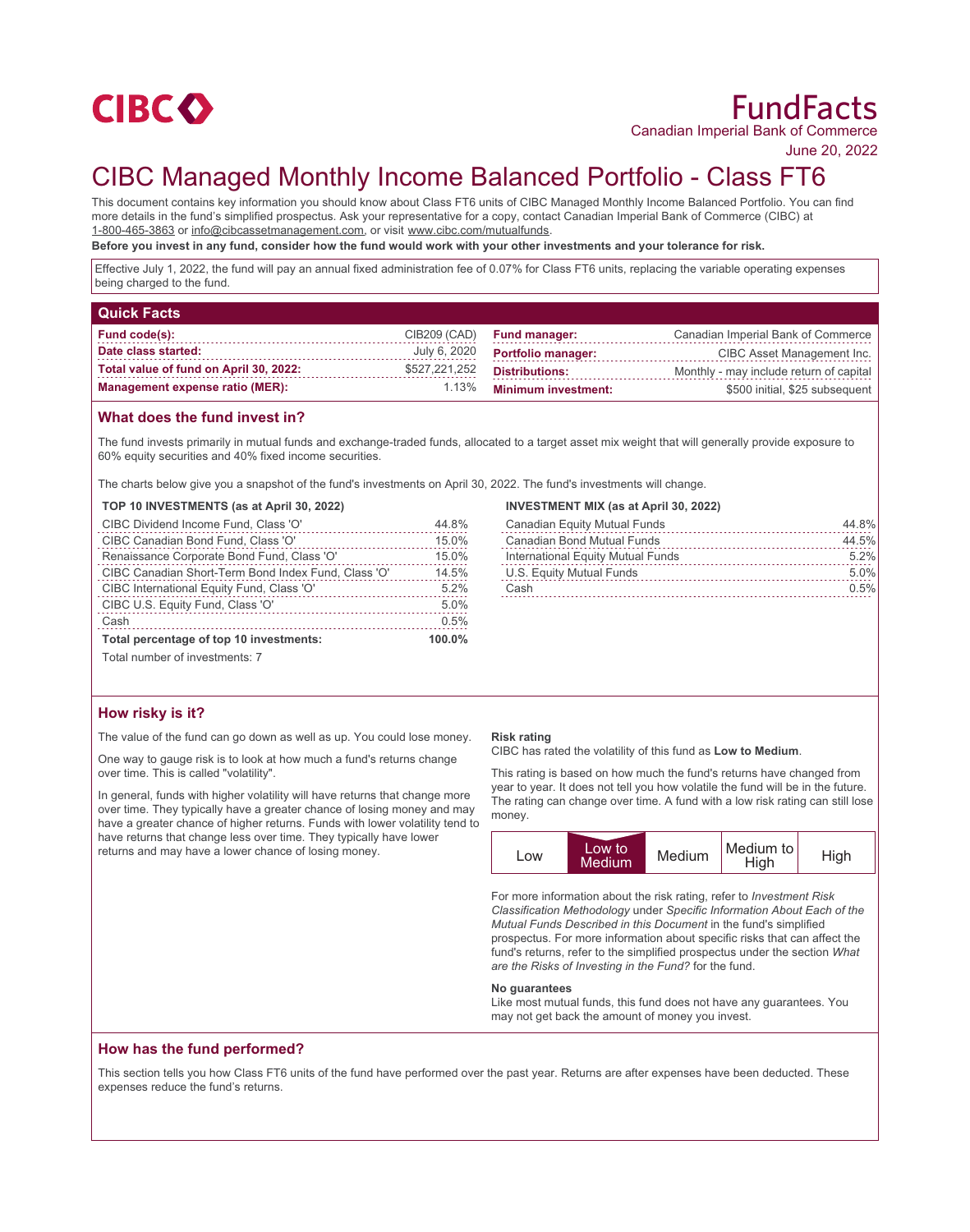CIBC

# FundFacts

Canadian Imperial Bank of Commerce

June 20, 2022

# CIBC Managed Monthly Income Balanced Portfolio - Class FT6

This document contains key information you should know about Class FT6 units of CIBC Managed Monthly Income Balanced Portfolio. You can find more details in the fund's simplified prospectus. Ask your representative for a copy, contact Canadian Imperial Bank of Commerce (CIBC) at 1-800-465-3863 or info@cibcassetmanagement.com, or visit www.cibc.com/mutualfunds.

**Before you invest in any fund, consider how the fund would work with your other investments and your tolerance for risk.**

Effective July 1, 2022, the fund will pay an annual fixed administration fee of 0.07% for Class FT6 units, replacing the variable operating expenses being charged to the fund.

## Quick Facts

| | | | |
|---|---|---|---|
| **Fund code(s):** | CIB209 (CAD) | **Fund manager:** | Canadian Imperial Bank of Commerce |
| **Date class started:** | July 6, 2020 | **Portfolio manager:** | CIBC Asset Management Inc. |
| **Total value of fund on April 30, 2022:** | $527,221,252 | **Distributions:** | Monthly - may include return of capital |
| **Management expense ratio (MER):** | 1.13% | **Minimum investment:** | $500 initial, $25 subsequent |

## What does the fund invest in?

The fund invests primarily in mutual funds and exchange-traded funds, allocated to a target asset mix weight that will generally provide exposure to 60% equity securities and 40% fixed income securities.

The charts below give you a snapshot of the fund's investments on April 30, 2022. The fund's investments will change.

**TOP 10 INVESTMENTS (as at April 30, 2022)**

| | |
|---|---|
| CIBC Dividend Income Fund, Class 'O' | 44.8% |
| CIBC Canadian Bond Fund, Class 'O' | 15.0% |
| Renaissance Corporate Bond Fund, Class 'O' | 15.0% |
| CIBC Canadian Short-Term Bond Index Fund, Class 'O' | 14.5% |
| CIBC International Equity Fund, Class 'O' | 5.2% |
| CIBC U.S. Equity Fund, Class 'O' | 5.0% |
| Cash | 0.5% |
| **Total percentage of top 10 investments:** | **100.0%** |

Total number of investments: 7

**INVESTMENT MIX (as at April 30, 2022)**

| | |
|---|---|
| Canadian Equity Mutual Funds | 44.8% |
| Canadian Bond Mutual Funds | 44.5% |
| International Equity Mutual Funds | 5.2% |
| U.S. Equity Mutual Funds | 5.0% |
| Cash | 0.5% |

## How risky is it?

The value of the fund can go down as well as up. You could lose money.

One way to gauge risk is to look at how much a fund's returns change over time. This is called "volatility".

In general, funds with higher volatility will have returns that change more over time. They typically have a greater chance of losing money and may have a greater chance of higher returns. Funds with lower volatility tend to have returns that change less over time. They typically have lower returns and may have a lower chance of losing money.

**Risk rating**

CIBC has rated the volatility of this fund as **Low to Medium**.

This rating is based on how much the fund's returns have changed from year to year. It does not tell you how volatile the fund will be in the future. The rating can change over time. A fund with a low risk rating can still lose money.

| Low | **Low to Medium** | Medium | Medium to High | High |
|---|---|---|---|---|

For more information about the risk rating, refer to *Investment Risk Classification Methodology* under *Specific Information About Each of the Mutual Funds Described in this Document* in the fund's simplified prospectus. For more information about specific risks that can affect the fund's returns, refer to the simplified prospectus under the section *What are the Risks of Investing in the Fund?* for the fund.

**No guarantees**

Like most mutual funds, this fund does not have any guarantees. You may not get back the amount of money you invest.

## How has the fund performed?

This section tells you how Class FT6 units of the fund have performed over the past year. Returns are after expenses have been deducted. These expenses reduce the fund's returns.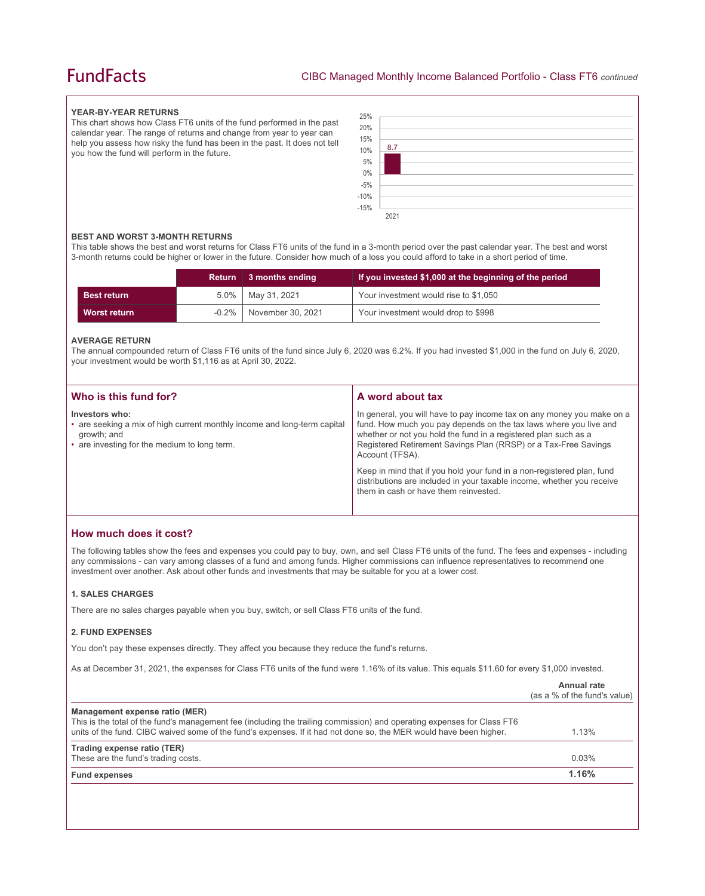### YEAR-BY-YEAR RETURNS

This chart shows how Class FT6 units of the fund performed in the past calendar year. The range of returns and change from year to year can help you assess how risky the fund has been in the past. It does not tell you how the fund will perform in the future.

| Year | Return (%) |
|---|---|
| 2021 | 8.7 |

### BEST AND WORST 3-MONTH RETURNS

This table shows the best and worst returns for Class FT6 units of the fund in a 3-month period over the past calendar year. The best and worst 3-month returns could be higher or lower in the future. Consider how much of a loss you could afford to take in a short period of time.

| | Return | 3 months ending | If you invested $1,000 at the beginning of the period |
|---|---|---|---|
| **Best return** | 5.0% | May 31, 2021 | Your investment would rise to $1,050 |
| **Worst return** | -0.2% | November 30, 2021 | Your investment would drop to $998 |

### AVERAGE RETURN

The annual compounded return of Class FT6 units of the fund since July 6, 2020 was 6.2%. If you had invested $1,000 in the fund on July 6, 2020, your investment would be worth $1,116 as at April 30, 2022.

## Who is this fund for?

**Investors who:**

- are seeking a mix of high current monthly income and long-term capital growth; and
- are investing for the medium to long term.

## A word about tax

In general, you will have to pay income tax on any money you make on a fund. How much you pay depends on the tax laws where you live and whether or not you hold the fund in a registered plan such as a Registered Retirement Savings Plan (RRSP) or a Tax-Free Savings Account (TFSA).

Keep in mind that if you hold your fund in a non-registered plan, fund distributions are included in your taxable income, whether you receive them in cash or have them reinvested.

## How much does it cost?

The following tables show the fees and expenses you could pay to buy, own, and sell Class FT6 units of the fund. The fees and expenses - including any commissions - can vary among classes of a fund and among funds. Higher commissions can influence representatives to recommend one investment over another. Ask about other funds and investments that may be suitable for you at a lower cost.

### 1. SALES CHARGES

There are no sales charges payable when you buy, switch, or sell Class FT6 units of the fund.

### 2. FUND EXPENSES

You don't pay these expenses directly. They affect you because they reduce the fund's returns.

As at December 31, 2021, the expenses for Class FT6 units of the fund were 1.16% of its value. This equals $11.60 for every $1,000 invested.

| | Annual rate (as a % of the fund's value) |
|---|---|
| **Management expense ratio (MER)**<br>This is the total of the fund's management fee (including the trailing commission) and operating expenses for Class FT6 units of the fund. CIBC waived some of the fund's expenses. If it had not done so, the MER would have been higher. | 1.13% |
| **Trading expense ratio (TER)**<br>These are the fund's trading costs. | 0.03% |
| **Fund expenses** | **1.16%** |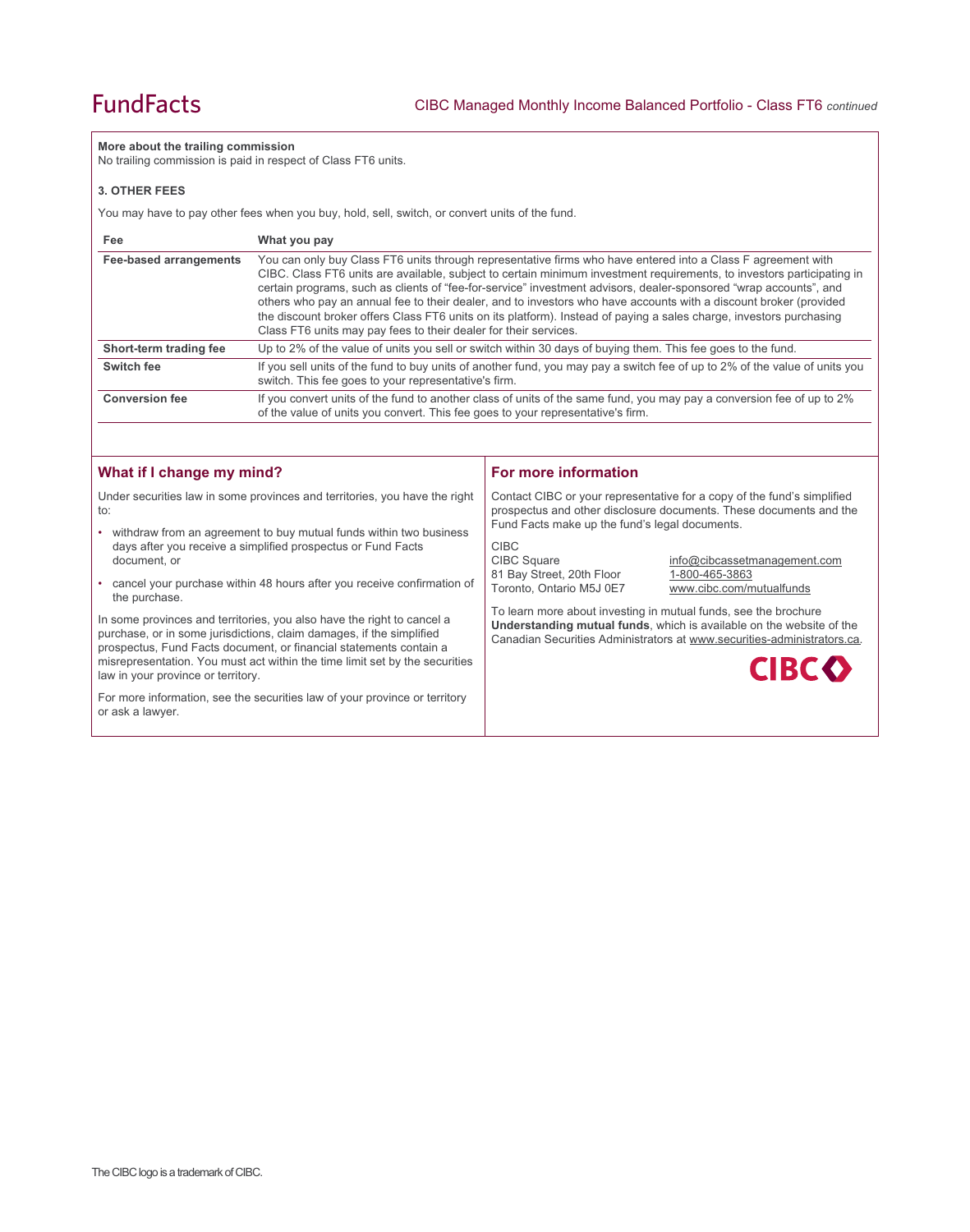**More about the trailing commission**
No trailing commission is paid in respect of Class FT6 units.

**3. OTHER FEES**

You may have to pay other fees when you buy, hold, sell, switch, or convert units of the fund.

| Fee | What you pay |
|---|---|
| **Fee-based arrangements** | You can only buy Class FT6 units through representative firms who have entered into a Class F agreement with CIBC. Class FT6 units are available, subject to certain minimum investment requirements, to investors participating in certain programs, such as clients of "fee-for-service" investment advisors, dealer-sponsored "wrap accounts", and others who pay an annual fee to their dealer, and to investors who have accounts with a discount broker (provided the discount broker offers Class FT6 units on its platform). Instead of paying a sales charge, investors purchasing Class FT6 units may pay fees to their dealer for their services. |
| **Short-term trading fee** | Up to 2% of the value of units you sell or switch within 30 days of buying them. This fee goes to the fund. |
| **Switch fee** | If you sell units of the fund to buy units of another fund, you may pay a switch fee of up to 2% of the value of units you switch. This fee goes to your representative's firm. |
| **Conversion fee** | If you convert units of the fund to another class of units of the same fund, you may pay a conversion fee of up to 2% of the value of units you convert. This fee goes to your representative's firm. |

## What if I change my mind?

Under securities law in some provinces and territories, you have the right to:

- withdraw from an agreement to buy mutual funds within two business days after you receive a simplified prospectus or Fund Facts document, or
- cancel your purchase within 48 hours after you receive confirmation of the purchase.

In some provinces and territories, you also have the right to cancel a purchase, or in some jurisdictions, claim damages, if the simplified prospectus, Fund Facts document, or financial statements contain a misrepresentation. You must act within the time limit set by the securities law in your province or territory.

For more information, see the securities law of your province or territory or ask a lawyer.

## For more information

Contact CIBC or your representative for a copy of the fund's simplified prospectus and other disclosure documents. These documents and the Fund Facts make up the fund's legal documents.

CIBC
CIBC Square
81 Bay Street, 20th Floor
Toronto, Ontario M5J 0E7

info@cibcassetmanagement.com
1-800-465-3863
www.cibc.com/mutualfunds

To learn more about investing in mutual funds, see the brochure **Understanding mutual funds**, which is available on the website of the Canadian Securities Administrators at www.securities-administrators.ca.

CIBC

The CIBC logo is a trademark of CIBC.